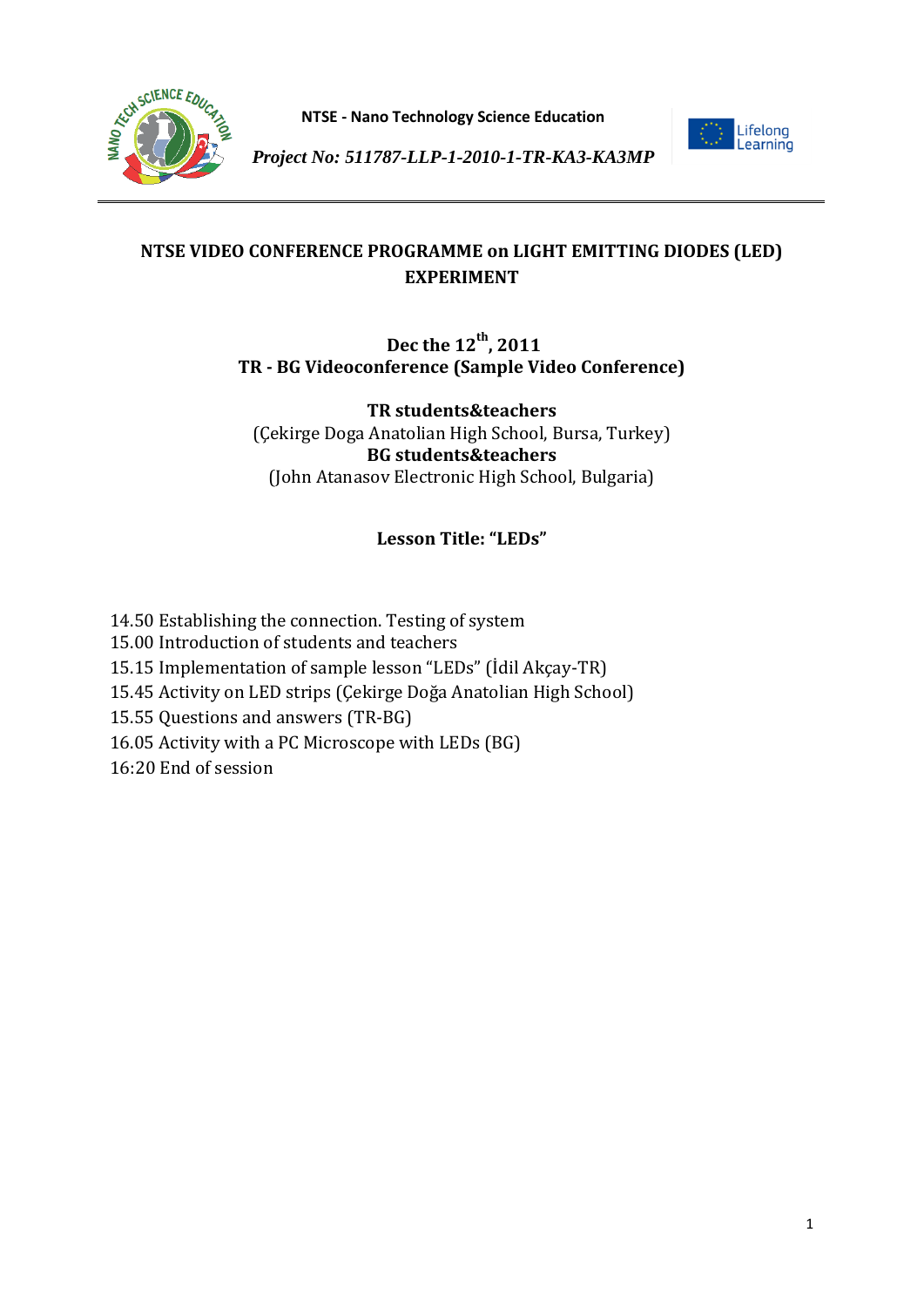**NTSE - Nano Technology Science Education**

*Project No: 511787-LLP-1-2010-1-TR-KA3-KA3MP*

Lifelong Learning

# NTSE VIDEO CONFERENCE PROGRAMME on LIGHT EMITTING DIODES (LED) EXPERIMENT

**Dec the 12th, 2011**
**TR - BG Videoconference (Sample Video Conference)**

**TR students&teachers**
(Çekirge Doga Anatolian High School, Bursa, Turkey)
**BG students&teachers**
(John Atanasov Electronic High School, Bulgaria)

**Lesson Title: "LEDs"**

14.50 Establishing the connection. Testing of system
15.00 Introduction of students and teachers
15.15 Implementation of sample lesson "LEDs" (İdil Akçay-TR)
15.45 Activity on LED strips (Çekirge Doğa Anatolian High School)
15.55 Questions and answers (TR-BG)
16.05 Activity with a PC Microscope with LEDs (BG)
16:20 End of session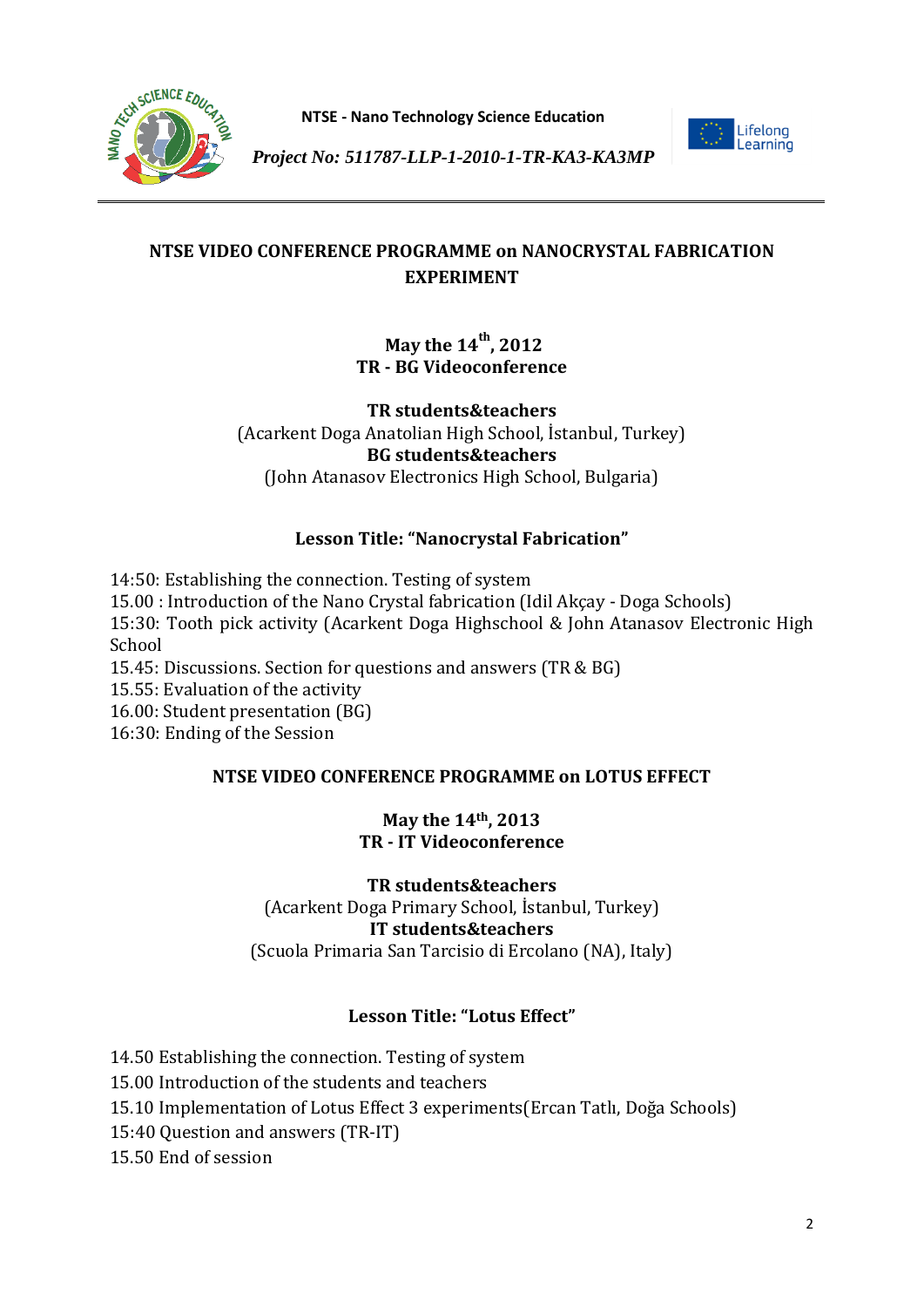## NTSE VIDEO CONFERENCE PROGRAMME on NANOCRYSTAL FABRICATION EXPERIMENT

**May the 14th, 2012**
**TR - BG Videoconference**

**TR students&teachers**
(Acarkent Doga Anatolian High School, İstanbul, Turkey)
**BG students&teachers**
(John Atanasov Electronics High School, Bulgaria)

**Lesson Title: "Nanocrystal Fabrication"**

14:50: Establishing the connection. Testing of system
15.00 : Introduction of the Nano Crystal fabrication (Idil Akçay - Doga Schools)
15:30: Tooth pick activity (Acarkent Doga Highschool & John Atanasov Electronic High School
15.45: Discussions. Section for questions and answers (TR & BG)
15.55: Evaluation of the activity
16.00: Student presentation (BG)
16:30: Ending of the Session

## NTSE VIDEO CONFERENCE PROGRAMME on LOTUS EFFECT

**May the 14th, 2013**
**TR - IT Videoconference**

**TR students&teachers**
(Acarkent Doga Primary School, İstanbul, Turkey)
**IT students&teachers**
(Scuola Primaria San Tarcisio di Ercolano (NA), Italy)

**Lesson Title: "Lotus Effect"**

14.50 Establishing the connection. Testing of system
15.00 Introduction of the students and teachers
15.10 Implementation of Lotus Effect 3 experiments(Ercan Tatlı, Doğa Schools)
15:40 Question and answers (TR-IT)
15.50 End of session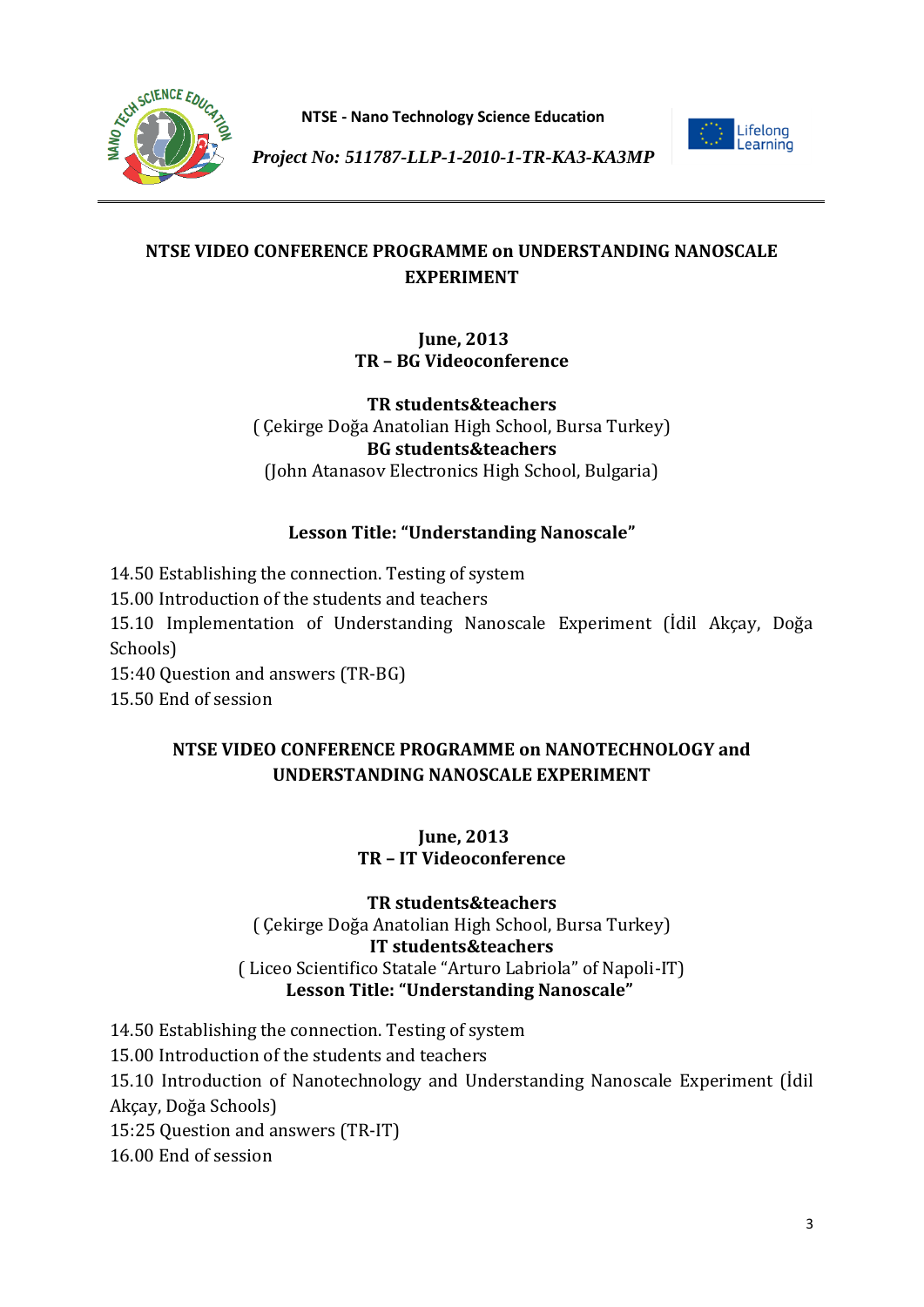## NTSE VIDEO CONFERENCE PROGRAMME on UNDERSTANDING NANOSCALE EXPERIMENT

**June, 2013**
**TR – BG Videoconference**

**TR students&teachers**
( Çekirge Doğa Anatolian High School, Bursa Turkey)
**BG students&teachers**
(John Atanasov Electronics High School, Bulgaria)

**Lesson Title: "Understanding Nanoscale"**

14.50 Establishing the connection. Testing of system
15.00 Introduction of the students and teachers
15.10 Implementation of Understanding Nanoscale Experiment (İdil Akçay, Doğa Schools)
15:40 Question and answers (TR-BG)
15.50 End of session

## NTSE VIDEO CONFERENCE PROGRAMME on NANOTECHNOLOGY and UNDERSTANDING NANOSCALE EXPERIMENT

**June, 2013**
**TR – IT Videoconference**

**TR students&teachers**
( Çekirge Doğa Anatolian High School, Bursa Turkey)
**IT students&teachers**
( Liceo Scientifico Statale "Arturo Labriola" of Napoli-IT)
**Lesson Title: "Understanding Nanoscale"**

14.50 Establishing the connection. Testing of system
15.00 Introduction of the students and teachers
15.10 Introduction of Nanotechnology and Understanding Nanoscale Experiment (İdil Akçay, Doğa Schools)
15:25 Question and answers (TR-IT)
16.00 End of session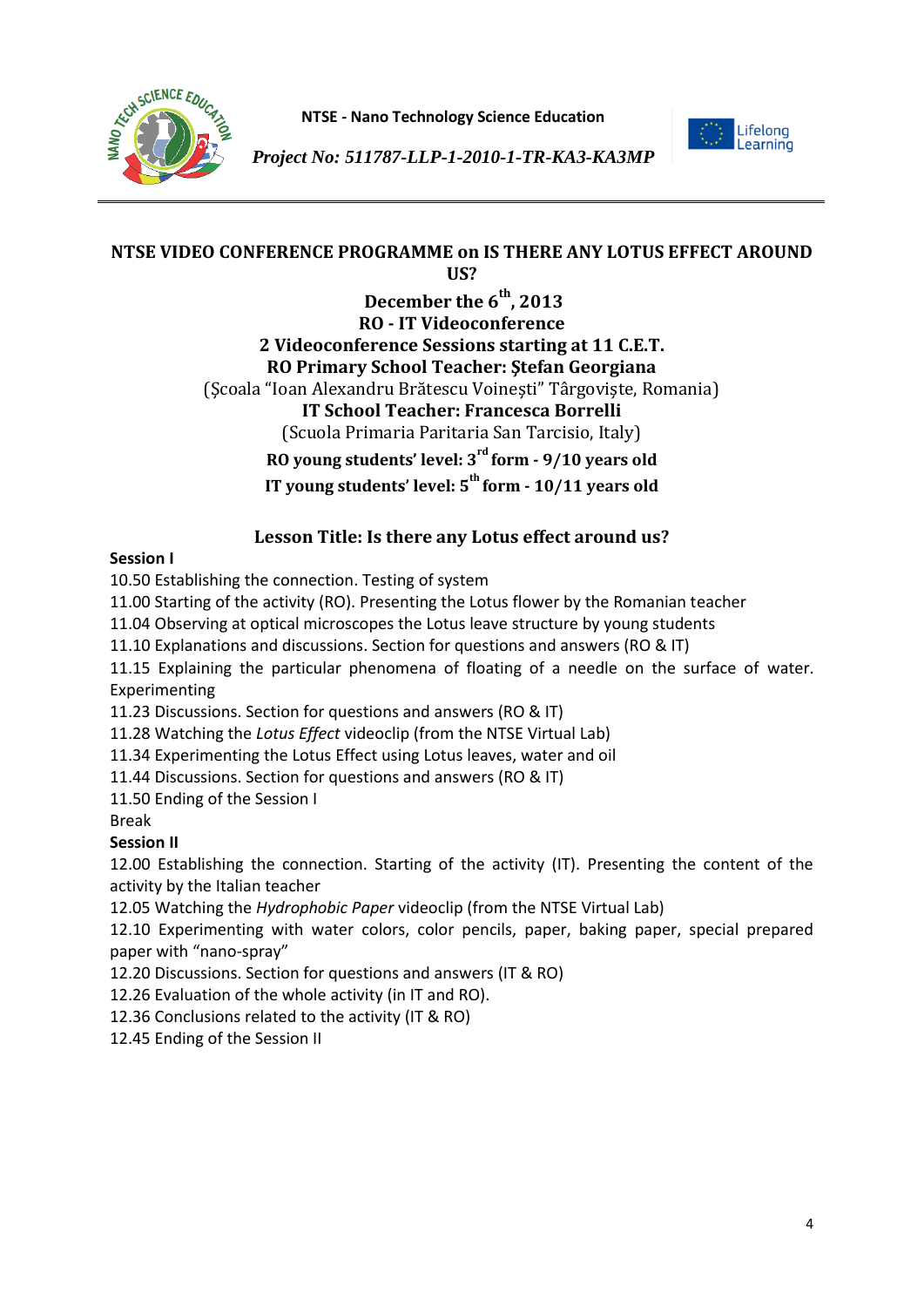## NTSE VIDEO CONFERENCE PROGRAMME on IS THERE ANY LOTUS EFFECT AROUND US?

**December the 6th, 2013**
**RO - IT Videoconference**
**2 Videoconference Sessions starting at 11 C.E.T.**
**RO Primary School Teacher: Ştefan Georgiana**
(Şcoala "Ioan Alexandru Brătescu Voineşti" Târgovişte, Romania)
**IT School Teacher: Francesca Borrelli**
(Scuola Primaria Paritaria San Tarcisio, Italy)
**RO young students' level: 3rd form - 9/10 years old**
**IT young students' level: 5th form - 10/11 years old**

### Lesson Title: Is there any Lotus effect around us?

**Session I**

10.50 Establishing the connection. Testing of system
11.00 Starting of the activity (RO). Presenting the Lotus flower by the Romanian teacher
11.04 Observing at optical microscopes the Lotus leave structure by young students
11.10 Explanations and discussions. Section for questions and answers (RO & IT)
11.15 Explaining the particular phenomena of floating of a needle on the surface of water. Experimenting
11.23 Discussions. Section for questions and answers (RO & IT)
11.28 Watching the *Lotus Effect* videoclip (from the NTSE Virtual Lab)
11.34 Experimenting the Lotus Effect using Lotus leaves, water and oil
11.44 Discussions. Section for questions and answers (RO & IT)
11.50 Ending of the Session I
Break

**Session II**

12.00 Establishing the connection. Starting of the activity (IT). Presenting the content of the activity by the Italian teacher
12.05 Watching the *Hydrophobic Paper* videoclip (from the NTSE Virtual Lab)
12.10 Experimenting with water colors, color pencils, paper, baking paper, special prepared paper with "nano-spray"
12.20 Discussions. Section for questions and answers (IT & RO)
12.26 Evaluation of the whole activity (in IT and RO).
12.36 Conclusions related to the activity (IT & RO)
12.45 Ending of the Session II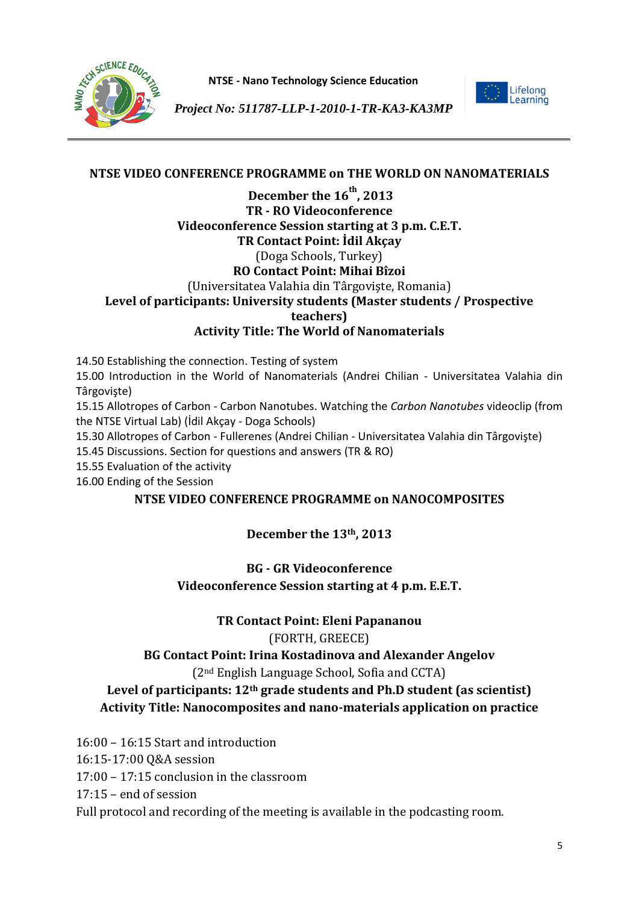## NTSE VIDEO CONFERENCE PROGRAMME on THE WORLD ON NANOMATERIALS

**December the 16th, 2013**
**TR - RO Videoconference**
**Videoconference Session starting at 3 p.m. C.E.T.**
**TR Contact Point: İdil Akçay**
(Doga Schools, Turkey)
**RO Contact Point: Mihai Bîzoi**
(Universitatea Valahia din Târgovişte, Romania)
**Level of participants: University students (Master students / Prospective teachers)**
**Activity Title: The World of Nanomaterials**

14.50 Establishing the connection. Testing of system
15.00 Introduction in the World of Nanomaterials (Andrei Chilian - Universitatea Valahia din Târgovişte)
15.15 Allotropes of Carbon - Carbon Nanotubes. Watching the *Carbon Nanotubes* videoclip (from the NTSE Virtual Lab) (İdil Akçay - Doga Schools)
15.30 Allotropes of Carbon - Fullerenes (Andrei Chilian - Universitatea Valahia din Târgovişte)
15.45 Discussions. Section for questions and answers (TR & RO)
15.55 Evaluation of the activity
16.00 Ending of the Session

## NTSE VIDEO CONFERENCE PROGRAMME on NANOCOMPOSITES

**December the 13th, 2013**

**BG - GR Videoconference**
**Videoconference Session starting at 4 p.m. E.E.T.**

**TR Contact Point: Eleni Papananou**
(FORTH, GREECE)
**BG Contact Point: Irina Kostadinova and Alexander Angelov**
(2nd English Language School, Sofia and CCTA)
**Level of participants: 12th grade students and Ph.D student (as scientist)**
**Activity Title: Nanocomposites and nano-materials application on practice**

16:00 – 16:15 Start and introduction
16:15-17:00 Q&A session
17:00 – 17:15 conclusion in the classroom
17:15 – end of session
Full protocol and recording of the meeting is available in the podcasting room.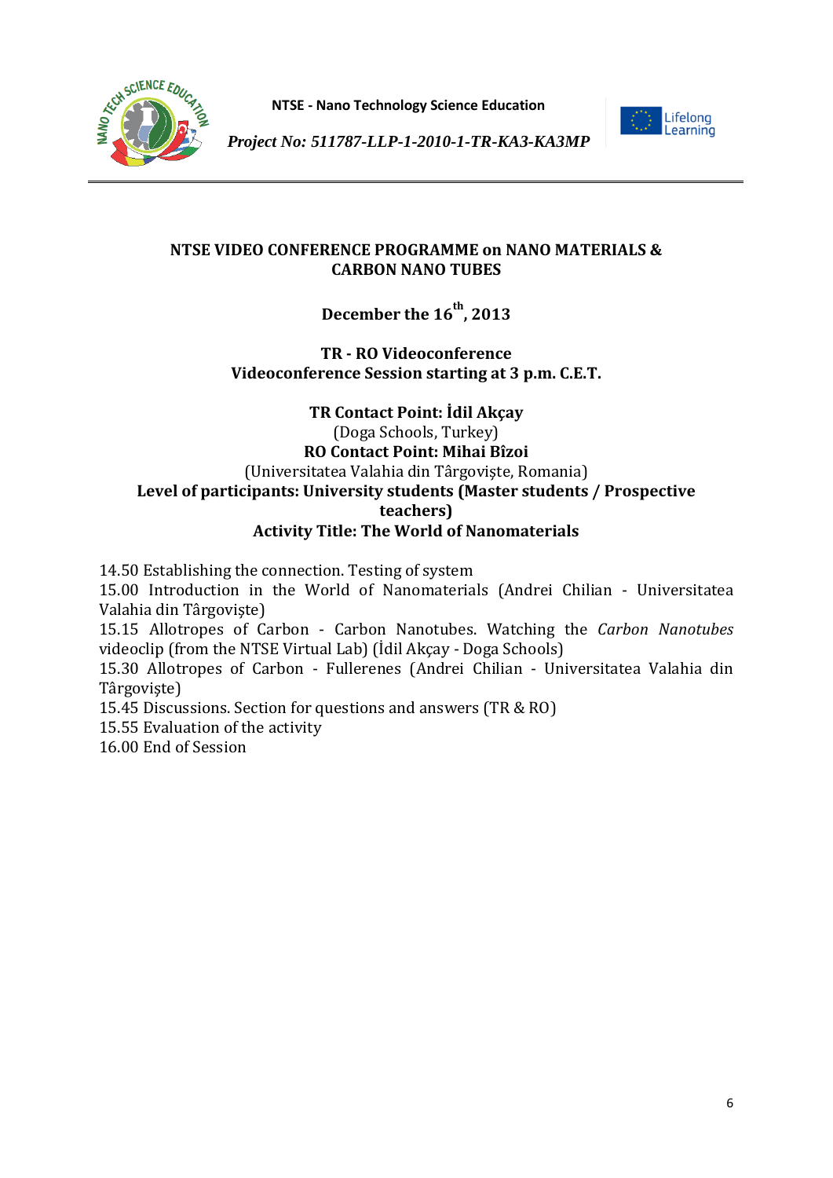## NTSE VIDEO CONFERENCE PROGRAMME on NANO MATERIALS & CARBON NANO TUBES

**December the 16th, 2013**

**TR - RO Videoconference**
**Videoconference Session starting at 3 p.m. C.E.T.**

**TR Contact Point: İdil Akçay**
(Doga Schools, Turkey)
**RO Contact Point: Mihai Bîzoi**
(Universitatea Valahia din Târgovişte, Romania)
**Level of participants: University students (Master students / Prospective teachers)**
**Activity Title: The World of Nanomaterials**

14.50 Establishing the connection. Testing of system
15.00 Introduction in the World of Nanomaterials (Andrei Chilian - Universitatea Valahia din Târgovişte)
15.15 Allotropes of Carbon - Carbon Nanotubes. Watching the *Carbon Nanotubes* videoclip (from the NTSE Virtual Lab) (İdil Akçay - Doga Schools)
15.30 Allotropes of Carbon - Fullerenes (Andrei Chilian - Universitatea Valahia din Târgovişte)
15.45 Discussions. Section for questions and answers (TR & RO)
15.55 Evaluation of the activity
16.00 End of Session